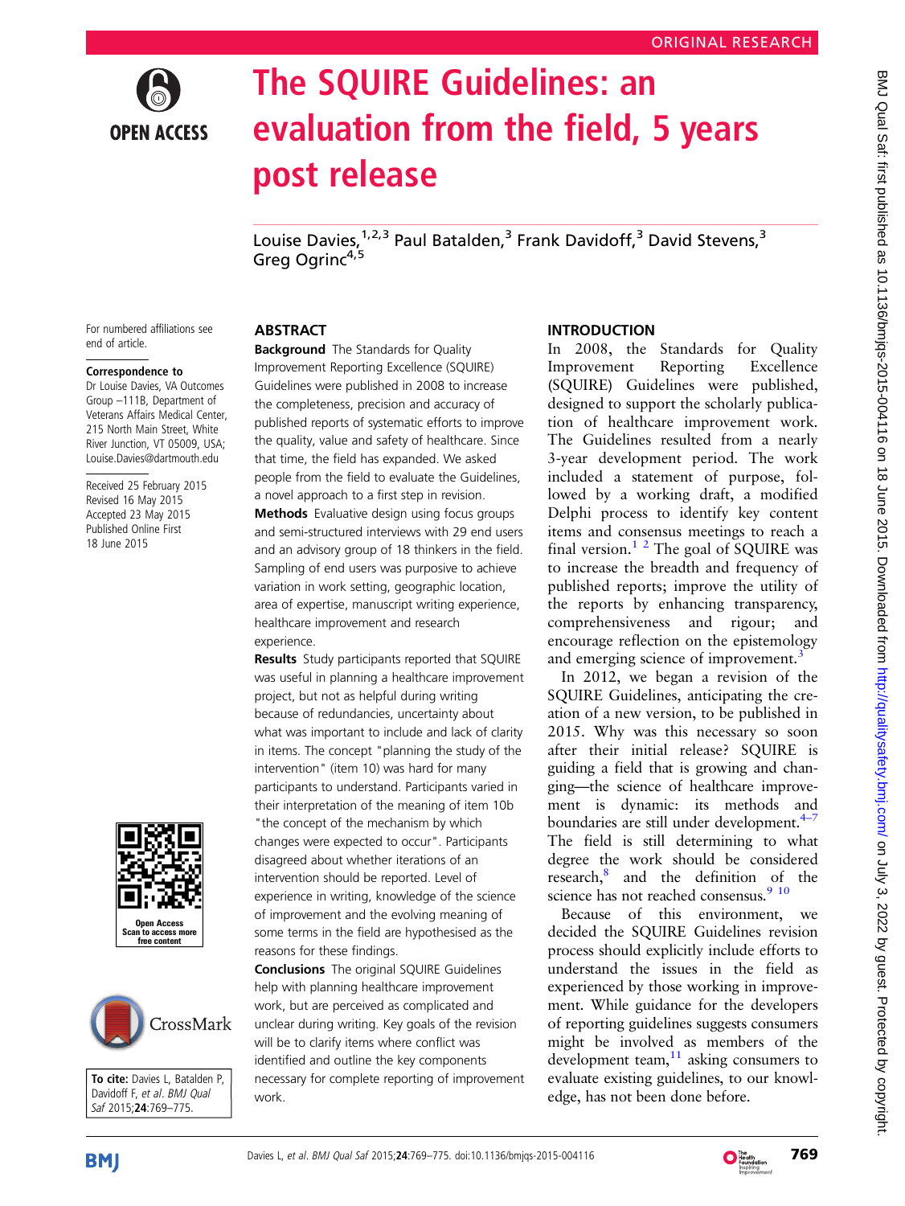ORIGINAL RESEARCH

# The SQUIRE Guidelines: an evaluation from the field, 5 years post release

Louise Davies,[1,2,3] Paul Batalden,[3] Frank Davidoff,[3] David Stevens,[3] Greg Ogrinc[4,5]

For numbered affiliations see end of article.

**Correspondence to**
Dr Louise Davies, VA Outcomes Group –111B, Department of Veterans Affairs Medical Center, 215 North Main Street, White River Junction, VT 05009, USA; Louise.Davies@dartmouth.edu

Received 25 February 2015
Revised 16 May 2015
Accepted 23 May 2015
Published Online First 18 June 2015

Open Access
Scan to access more free content

**To cite:** Davies L, Batalden P, Davidoff F, *et al*. *BMJ Qual Saf* 2015;**24**:769–775.

## ABSTRACT

**Background** The Standards for Quality Improvement Reporting Excellence (SQUIRE) Guidelines were published in 2008 to increase the completeness, precision and accuracy of published reports of systematic efforts to improve the quality, value and safety of healthcare. Since that time, the field has expanded. We asked people from the field to evaluate the Guidelines, a novel approach to a first step in revision.

**Methods** Evaluative design using focus groups and semi-structured interviews with 29 end users and an advisory group of 18 thinkers in the field. Sampling of end users was purposive to achieve variation in work setting, geographic location, area of expertise, manuscript writing experience, healthcare improvement and research experience.

**Results** Study participants reported that SQUIRE was useful in planning a healthcare improvement project, but not as helpful during writing because of redundancies, uncertainty about what was important to include and lack of clarity in items. The concept "planning the study of the intervention" (item 10) was hard for many participants to understand. Participants varied in their interpretation of the meaning of item 10b "the concept of the mechanism by which changes were expected to occur". Participants disagreed about whether iterations of an intervention should be reported. Level of experience in writing, knowledge of the science of improvement and the evolving meaning of some terms in the field are hypothesised as the reasons for these findings.

**Conclusions** The original SQUIRE Guidelines help with planning healthcare improvement work, but are perceived as complicated and unclear during writing. Key goals of the revision will be to clarify items where conflict was identified and outline the key components necessary for complete reporting of improvement work.

## INTRODUCTION

In 2008, the Standards for Quality Improvement Reporting Excellence (SQUIRE) Guidelines were published, designed to support the scholarly publication of healthcare improvement work. The Guidelines resulted from a nearly 3-year development period. The work included a statement of purpose, followed by a working draft, a modified Delphi process to identify key content items and consensus meetings to reach a final version.[1 2] The goal of SQUIRE was to increase the breadth and frequency of published reports; improve the utility of the reports by enhancing transparency, comprehensiveness and rigour; and encourage reflection on the epistemology and emerging science of improvement.[3]

In 2012, we began a revision of the SQUIRE Guidelines, anticipating the creation of a new version, to be published in 2015. Why was this necessary so soon after their initial release? SQUIRE is guiding a field that is growing and changing—the science of healthcare improvement is dynamic: its methods and boundaries are still under development.[4–7] The field is still determining to what degree the work should be considered research,[8] and the definition of the science has not reached consensus.[9 10]

Because of this environment, we decided the SQUIRE Guidelines revision process should explicitly include efforts to understand the issues in the field as experienced by those working in improvement. While guidance for the developers of reporting guidelines suggests consumers might be involved as members of the development team,[11] asking consumers to evaluate existing guidelines, to our knowledge, has not been done before.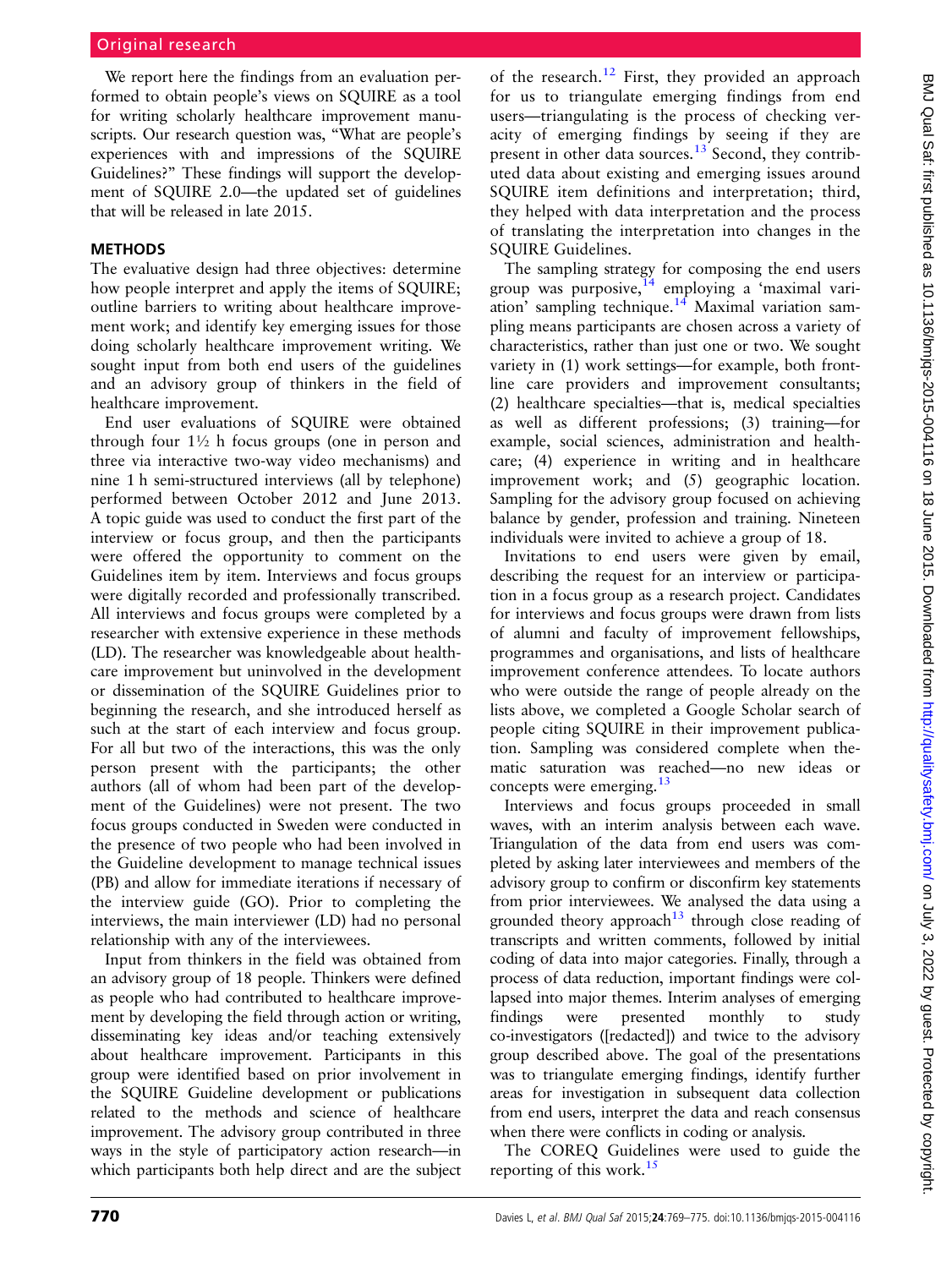We report here the findings from an evaluation performed to obtain people's views on SQUIRE as a tool for writing scholarly healthcare improvement manuscripts. Our research question was, "What are people's experiences with and impressions of the SQUIRE Guidelines?" These findings will support the development of SQUIRE 2.0—the updated set of guidelines that will be released in late 2015.

## METHODS

The evaluative design had three objectives: determine how people interpret and apply the items of SQUIRE; outline barriers to writing about healthcare improvement work; and identify key emerging issues for those doing scholarly healthcare improvement writing. We sought input from both end users of the guidelines and an advisory group of thinkers in the field of healthcare improvement.

End user evaluations of SQUIRE were obtained through four 1½ h focus groups (one in person and three via interactive two-way video mechanisms) and nine 1 h semi-structured interviews (all by telephone) performed between October 2012 and June 2013. A topic guide was used to conduct the first part of the interview or focus group, and then the participants were offered the opportunity to comment on the Guidelines item by item. Interviews and focus groups were digitally recorded and professionally transcribed. All interviews and focus groups were completed by a researcher with extensive experience in these methods (LD). The researcher was knowledgeable about healthcare improvement but uninvolved in the development or dissemination of the SQUIRE Guidelines prior to beginning the research, and she introduced herself as such at the start of each interview and focus group. For all but two of the interactions, this was the only person present with the participants; the other authors (all of whom had been part of the development of the Guidelines) were not present. The two focus groups conducted in Sweden were conducted in the presence of two people who had been involved in the Guideline development to manage technical issues (PB) and allow for immediate iterations if necessary of the interview guide (GO). Prior to completing the interviews, the main interviewer (LD) had no personal relationship with any of the interviewees.

Input from thinkers in the field was obtained from an advisory group of 18 people. Thinkers were defined as people who had contributed to healthcare improvement by developing the field through action or writing, disseminating key ideas and/or teaching extensively about healthcare improvement. Participants in this group were identified based on prior involvement in the SQUIRE Guideline development or publications related to the methods and science of healthcare improvement. The advisory group contributed in three ways in the style of participatory action research—in which participants both help direct and are the subject of the research.[12] First, they provided an approach for us to triangulate emerging findings from end users—triangulating is the process of checking veracity of emerging findings by seeing if they are present in other data sources.[13] Second, they contributed data about existing and emerging issues around SQUIRE item definitions and interpretation; third, they helped with data interpretation and the process of translating the interpretation into changes in the SQUIRE Guidelines.

The sampling strategy for composing the end users group was purposive,[14] employing a 'maximal variation' sampling technique.[14] Maximal variation sampling means participants are chosen across a variety of characteristics, rather than just one or two. We sought variety in (1) work settings—for example, both frontline care providers and improvement consultants; (2) healthcare specialties—that is, medical specialties as well as different professions; (3) training—for example, social sciences, administration and healthcare; (4) experience in writing and in healthcare improvement work; and (5) geographic location. Sampling for the advisory group focused on achieving balance by gender, profession and training. Nineteen individuals were invited to achieve a group of 18.

Invitations to end users were given by email, describing the request for an interview or participation in a focus group as a research project. Candidates for interviews and focus groups were drawn from lists of alumni and faculty of improvement fellowships, programmes and organisations, and lists of healthcare improvement conference attendees. To locate authors who were outside the range of people already on the lists above, we completed a Google Scholar search of people citing SQUIRE in their improvement publication. Sampling was considered complete when thematic saturation was reached—no new ideas or concepts were emerging.[13]

Interviews and focus groups proceeded in small waves, with an interim analysis between each wave. Triangulation of the data from end users was completed by asking later interviewees and members of the advisory group to confirm or disconfirm key statements from prior interviewees. We analysed the data using a grounded theory approach[13] through close reading of transcripts and written comments, followed by initial coding of data into major categories. Finally, through a process of data reduction, important findings were collapsed into major themes. Interim analyses of emerging findings were presented monthly to study co-investigators ([redacted]) and twice to the advisory group described above. The goal of the presentations was to triangulate emerging findings, identify further areas for investigation in subsequent data collection from end users, interpret the data and reach consensus when there were conflicts in coding or analysis.

The COREQ Guidelines were used to guide the reporting of this work.[15]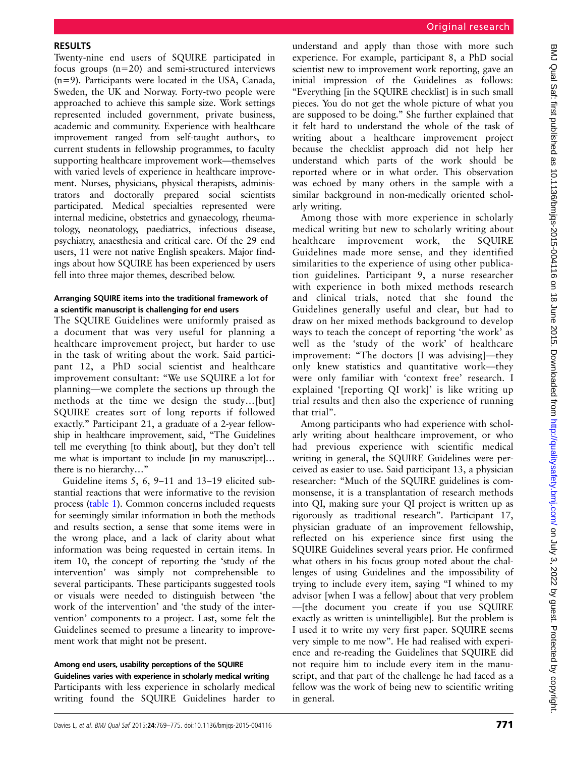## RESULTS

Twenty-nine end users of SQUIRE participated in focus groups (n=20) and semi-structured interviews (n=9). Participants were located in the USA, Canada, Sweden, the UK and Norway. Forty-two people were approached to achieve this sample size. Work settings represented included government, private business, academic and community. Experience with healthcare improvement ranged from self-taught authors, to current students in fellowship programmes, to faculty supporting healthcare improvement work—themselves with varied levels of experience in healthcare improvement. Nurses, physicians, physical therapists, administrators and doctorally prepared social scientists participated. Medical specialties represented were internal medicine, obstetrics and gynaecology, rheumatology, neonatology, paediatrics, infectious disease, psychiatry, anaesthesia and critical care. Of the 29 end users, 11 were not native English speakers. Major findings about how SQUIRE has been experienced by users fell into three major themes, described below.

### Arranging SQUIRE items into the traditional framework of a scientific manuscript is challenging for end users

The SQUIRE Guidelines were uniformly praised as a document that was very useful for planning a healthcare improvement project, but harder to use in the task of writing about the work. Said participant 12, a PhD social scientist and healthcare improvement consultant: "We use SQUIRE a lot for planning—we complete the sections up through the methods at the time we design the study…[but] SQUIRE creates sort of long reports if followed exactly." Participant 21, a graduate of a 2-year fellowship in healthcare improvement, said, "The Guidelines tell me everything [to think about], but they don't tell me what is important to include [in my manuscript]… there is no hierarchy…"

Guideline items 5, 6, 9–11 and 13–19 elicited substantial reactions that were informative to the revision process (table 1). Common concerns included requests for seemingly similar information in both the methods and results section, a sense that some items were in the wrong place, and a lack of clarity about what information was being requested in certain items. In item 10, the concept of reporting the 'study of the intervention' was simply not comprehensible to several participants. These participants suggested tools or visuals were needed to distinguish between 'the work of the intervention' and 'the study of the intervention' components to a project. Last, some felt the Guidelines seemed to presume a linearity to improvement work that might not be present.

### Among end users, usability perceptions of the SQUIRE Guidelines varies with experience in scholarly medical writing

Participants with less experience in scholarly medical writing found the SQUIRE Guidelines harder to understand and apply than those with more such experience. For example, participant 8, a PhD social scientist new to improvement work reporting, gave an initial impression of the Guidelines as follows: "Everything [in the SQUIRE checklist] is in such small pieces. You do not get the whole picture of what you are supposed to be doing." She further explained that it felt hard to understand the whole of the task of writing about a healthcare improvement project because the checklist approach did not help her understand which parts of the work should be reported where or in what order. This observation was echoed by many others in the sample with a similar background in non-medically oriented scholarly writing.

Among those with more experience in scholarly medical writing but new to scholarly writing about healthcare improvement work, the SQUIRE Guidelines made more sense, and they identified similarities to the experience of using other publication guidelines. Participant 9, a nurse researcher with experience in both mixed methods research and clinical trials, noted that she found the Guidelines generally useful and clear, but had to draw on her mixed methods background to develop ways to teach the concept of reporting 'the work' as well as the 'study of the work' of healthcare improvement: "The doctors [I was advising]—they only knew statistics and quantitative work—they were only familiar with 'context free' research. I explained '[reporting QI work]' is like writing up trial results and then also the experience of running that trial".

Among participants who had experience with scholarly writing about healthcare improvement, or who had previous experience with scientific medical writing in general, the SQUIRE Guidelines were perceived as easier to use. Said participant 13, a physician researcher: "Much of the SQUIRE guidelines is commonsense, it is a transplantation of research methods into QI, making sure your QI project is written up as rigorously as traditional research". Participant 17, physician graduate of an improvement fellowship, reflected on his experience since first using the SQUIRE Guidelines several years prior. He confirmed what others in his focus group noted about the challenges of using Guidelines and the impossibility of trying to include every item, saying "I whined to my advisor [when I was a fellow] about that very problem —[the document you create if you use SQUIRE exactly as written is unintelligible]. But the problem is I used it to write my very first paper. SQUIRE seems very simple to me now". He had realised with experience and re-reading the Guidelines that SQUIRE did not require him to include every item in the manuscript, and that part of the challenge he had faced as a fellow was the work of being new to scientific writing in general.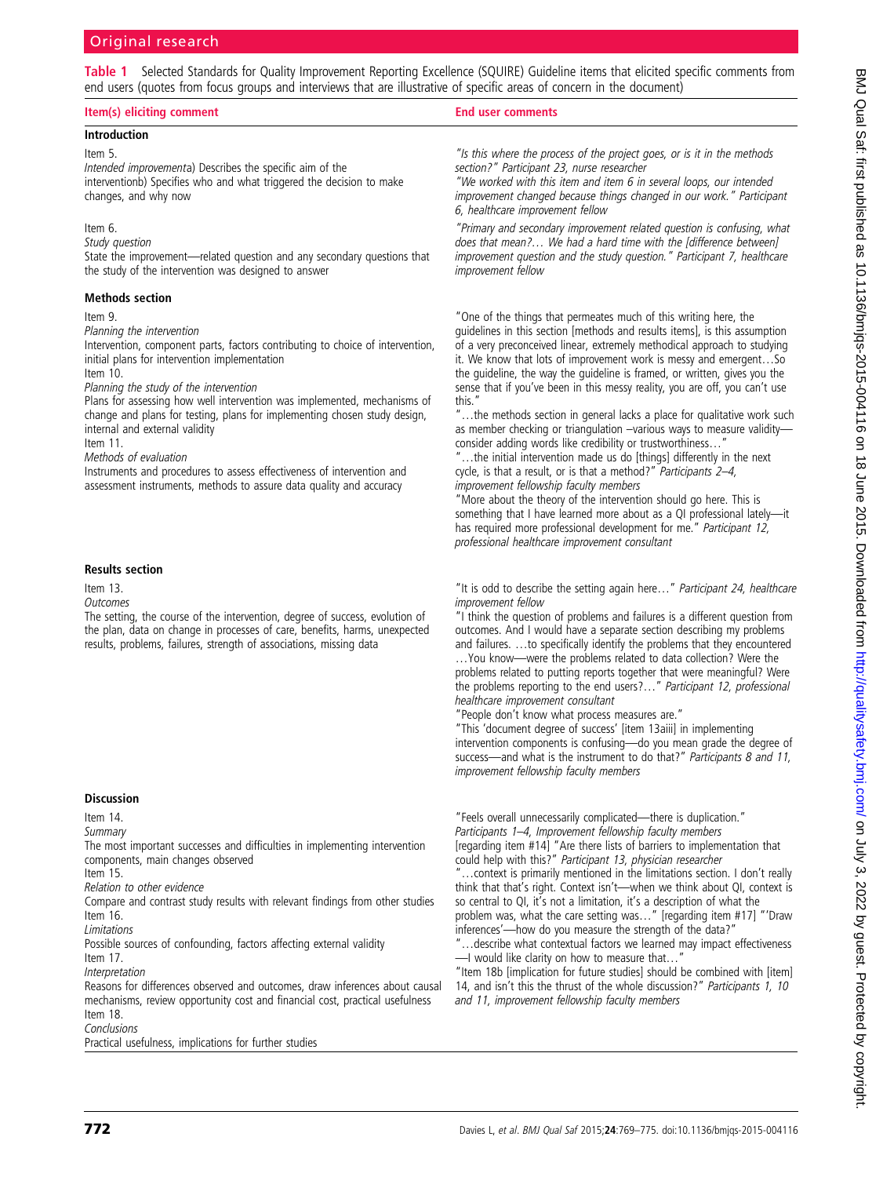**Table 1** Selected Standards for Quality Improvement Reporting Excellence (SQUIRE) Guideline items that elicited specific comments from end users (quotes from focus groups and interviews that are illustrative of specific areas of concern in the document)

| Item(s) eliciting comment | End user comments |
|---|---|
| **Introduction** | |
| Item 5.<br>*Intended improvement*a) Describes the specific aim of the interventionb) Specifies who and what triggered the decision to make changes, and why now | *"Is this where the process of the project goes, or is it in the methods section?" Participant 23, nurse researcher*<br>*"We worked with this item and item 6 in several loops, our intended improvement changed because things changed in our work." Participant 6, healthcare improvement fellow* |
| Item 6.<br>*Study question*<br>State the improvement—related question and any secondary questions that the study of the intervention was designed to answer | *"Primary and secondary improvement related question is confusing, what does that mean?… We had a hard time with the [difference between] improvement question and the study question." Participant 7, healthcare improvement fellow* |
| **Methods section** | |
| Item 9.<br>*Planning the intervention*<br>Intervention, component parts, factors contributing to choice of intervention, initial plans for intervention implementation<br>Item 10.<br>*Planning the study of the intervention*<br>Plans for assessing how well intervention was implemented, mechanisms of change and plans for testing, plans for implementing chosen study design, internal and external validity<br>Item 11.<br>*Methods of evaluation*<br>Instruments and procedures to assess effectiveness of intervention and assessment instruments, methods to assure data quality and accuracy | "One of the things that permeates much of this writing here, the guidelines in this section [methods and results items], is this assumption of a very preconceived linear, extremely methodical approach to studying it. We know that lots of improvement work is messy and emergent…So the guideline, the way the guideline is framed, or written, gives you the sense that if you've been in this messy reality, you are off, you can't use this."<br>"…the methods section in general lacks a place for qualitative work such as member checking or triangulation –various ways to measure validity—consider adding words like credibility or trustworthiness…"<br>"…the initial intervention made us do [things] differently in the next cycle, is that a result, or is that a method?" *Participants 2–4, improvement fellowship faculty members*<br>"More about the theory of the intervention should go here. This is something that I have learned more about as a QI professional lately—it has required more professional development for me." *Participant 12, professional healthcare improvement consultant* |
| **Results section** | |
| Item 13.<br>*Outcomes*<br>The setting, the course of the intervention, degree of success, evolution of the plan, data on change in processes of care, benefits, harms, unexpected results, problems, failures, strength of associations, missing data | "It is odd to describe the setting again here…" *Participant 24, healthcare improvement fellow*<br>"I think the question of problems and failures is a different question from outcomes. And I would have a separate section describing my problems and failures. …to specifically identify the problems that they encountered …You know—were the problems related to data collection? Were the problems related to putting reports together that were meaningful? Were the problems reporting to the end users?…" *Participant 12, professional healthcare improvement consultant*<br>"People don't know what process measures are."<br>"This 'document degree of success' [item 13aiii] in implementing intervention components is confusing—do you mean grade the degree of success—and what is the instrument to do that?" *Participants 8 and 11, improvement fellowship faculty members* |
| **Discussion** | |
| Item 14.<br>*Summary*<br>The most important successes and difficulties in implementing intervention components, main changes observed<br>Item 15.<br>*Relation to other evidence*<br>Compare and contrast study results with relevant findings from other studies<br>Item 16.<br>*Limitations*<br>Possible sources of confounding, factors affecting external validity<br>Item 17.<br>*Interpretation*<br>Reasons for differences observed and outcomes, draw inferences about causal mechanisms, review opportunity cost and financial cost, practical usefulness<br>Item 18.<br>*Conclusions*<br>Practical usefulness, implications for further studies | "Feels overall unnecessarily complicated—there is duplication." *Participants 1–4, Improvement fellowship faculty members*<br>[regarding item #14] "Are there lists of barriers to implementation that could help with this?" *Participant 13, physician researcher*<br>"…context is primarily mentioned in the limitations section. I don't really think that that's right. Context isn't—when we think about QI, context is so central to QI, it's not a limitation, it's a description of what the problem was, what the care setting was…" [regarding item #17] "'Draw inferences'—how do you measure the strength of the data?"<br>"…describe what contextual factors we learned may impact effectiveness —I would like clarity on how to measure that…"<br>"Item 18b [implication for future studies] should be combined with [item] 14, and isn't this the thrust of the whole discussion?" *Participants 1, 10 and 11, improvement fellowship faculty members* |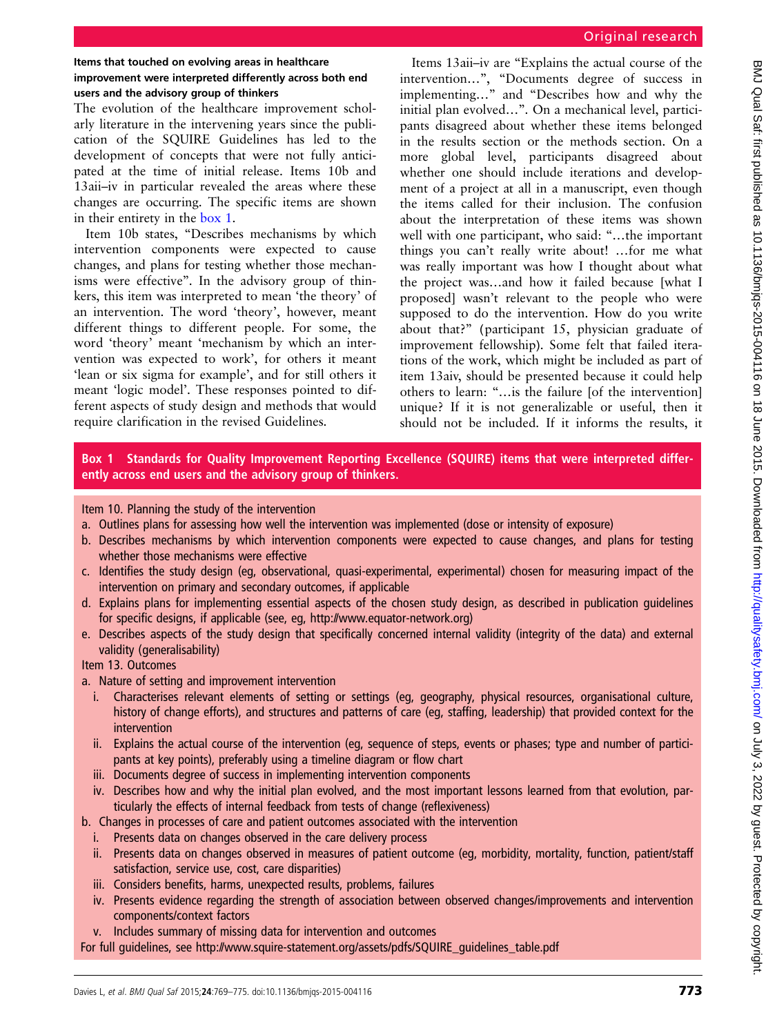### Items that touched on evolving areas in healthcare improvement were interpreted differently across both end users and the advisory group of thinkers

The evolution of the healthcare improvement scholarly literature in the intervening years since the publication of the SQUIRE Guidelines has led to the development of concepts that were not fully anticipated at the time of initial release. Items 10b and 13aii–iv in particular revealed the areas where these changes are occurring. The specific items are shown in their entirety in the box 1.

Item 10b states, "Describes mechanisms by which intervention components were expected to cause changes, and plans for testing whether those mechanisms were effective". In the advisory group of thinkers, this item was interpreted to mean 'the theory' of an intervention. The word 'theory', however, meant different things to different people. For some, the word 'theory' meant 'mechanism by which an intervention was expected to work', for others it meant 'lean or six sigma for example', and for still others it meant 'logic model'. These responses pointed to different aspects of study design and methods that would require clarification in the revised Guidelines.

Items 13aii–iv are "Explains the actual course of the intervention…", "Documents degree of success in implementing…" and "Describes how and why the initial plan evolved…". On a mechanical level, participants disagreed about whether these items belonged in the results section or the methods section. On a more global level, participants disagreed about whether one should include iterations and development of a project at all in a manuscript, even though the items called for their inclusion. The confusion about the interpretation of these items was shown well with one participant, who said: "…the important things you can't really write about! …for me what was really important was how I thought about what the project was…and how it failed because [what I proposed] wasn't relevant to the people who were supposed to do the intervention. How do you write about that?" (participant 15, physician graduate of improvement fellowship). Some felt that failed iterations of the work, which might be included as part of item 13aiv, should be presented because it could help others to learn: "…is the failure [of the intervention] unique? If it is not generalizable or useful, then it should not be included. If it informs the results, it

**Box 1 Standards for Quality Improvement Reporting Excellence (SQUIRE) items that were interpreted differently across end users and the advisory group of thinkers.**

Item 10. Planning the study of the intervention

- a. Outlines plans for assessing how well the intervention was implemented (dose or intensity of exposure)
- b. Describes mechanisms by which intervention components were expected to cause changes, and plans for testing whether those mechanisms were effective
- c. Identifies the study design (eg, observational, quasi-experimental, experimental) chosen for measuring impact of the intervention on primary and secondary outcomes, if applicable
- d. Explains plans for implementing essential aspects of the chosen study design, as described in publication guidelines for specific designs, if applicable (see, eg, http://www.equator-network.org)
- e. Describes aspects of the study design that specifically concerned internal validity (integrity of the data) and external validity (generalisability)

Item 13. Outcomes

- a. Nature of setting and improvement intervention
  - i. Characterises relevant elements of setting or settings (eg, geography, physical resources, organisational culture, history of change efforts), and structures and patterns of care (eg, staffing, leadership) that provided context for the intervention
  - ii. Explains the actual course of the intervention (eg, sequence of steps, events or phases; type and number of participants at key points), preferably using a timeline diagram or flow chart
  - iii. Documents degree of success in implementing intervention components
  - iv. Describes how and why the initial plan evolved, and the most important lessons learned from that evolution, particularly the effects of internal feedback from tests of change (reflexiveness)
- b. Changes in processes of care and patient outcomes associated with the intervention
  - i. Presents data on changes observed in the care delivery process
  - ii. Presents data on changes observed in measures of patient outcome (eg, morbidity, mortality, function, patient/staff satisfaction, service use, cost, care disparities)
  - iii. Considers benefits, harms, unexpected results, problems, failures
  - iv. Presents evidence regarding the strength of association between observed changes/improvements and intervention components/context factors
  - v. Includes summary of missing data for intervention and outcomes

For full guidelines, see http://www.squire-statement.org/assets/pdfs/SQUIRE_guidelines_table.pdf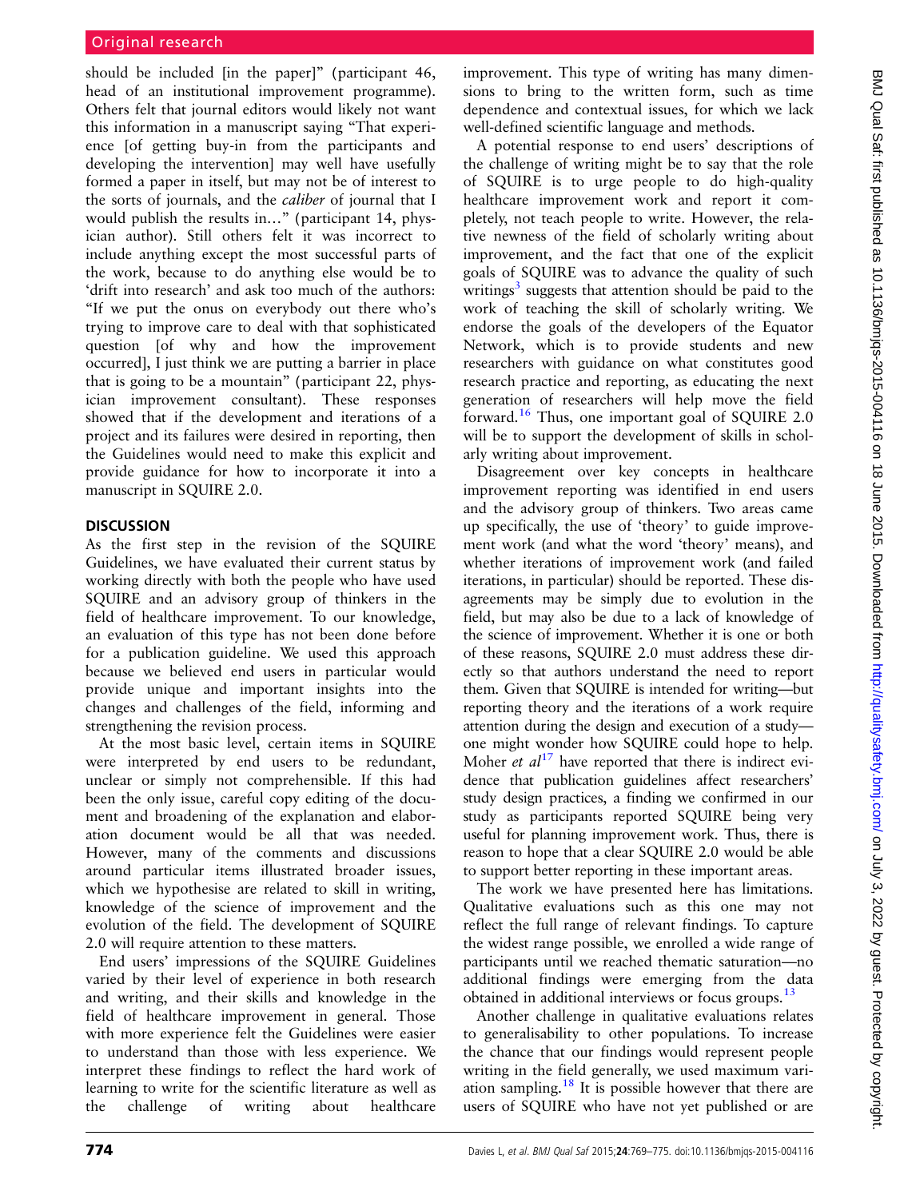should be included [in the paper]" (participant 46, head of an institutional improvement programme). Others felt that journal editors would likely not want this information in a manuscript saying "That experience [of getting buy-in from the participants and developing the intervention] may well have usefully formed a paper in itself, but may not be of interest to the sorts of journals, and the *caliber* of journal that I would publish the results in…" (participant 14, physician author). Still others felt it was incorrect to include anything except the most successful parts of the work, because to do anything else would be to 'drift into research' and ask too much of the authors: "If we put the onus on everybody out there who's trying to improve care to deal with that sophisticated question [of why and how the improvement occurred], I just think we are putting a barrier in place that is going to be a mountain" (participant 22, physician improvement consultant). These responses showed that if the development and iterations of a project and its failures were desired in reporting, then the Guidelines would need to make this explicit and provide guidance for how to incorporate it into a manuscript in SQUIRE 2.0.

## DISCUSSION

As the first step in the revision of the SQUIRE Guidelines, we have evaluated their current status by working directly with both the people who have used SQUIRE and an advisory group of thinkers in the field of healthcare improvement. To our knowledge, an evaluation of this type has not been done before for a publication guideline. We used this approach because we believed end users in particular would provide unique and important insights into the changes and challenges of the field, informing and strengthening the revision process.

At the most basic level, certain items in SQUIRE were interpreted by end users to be redundant, unclear or simply not comprehensible. If this had been the only issue, careful copy editing of the document and broadening of the explanation and elaboration document would be all that was needed. However, many of the comments and discussions around particular items illustrated broader issues, which we hypothesise are related to skill in writing, knowledge of the science of improvement and the evolution of the field. The development of SQUIRE 2.0 will require attention to these matters.

End users' impressions of the SQUIRE Guidelines varied by their level of experience in both research and writing, and their skills and knowledge in the field of healthcare improvement in general. Those with more experience felt the Guidelines were easier to understand than those with less experience. We interpret these findings to reflect the hard work of learning to write for the scientific literature as well as the challenge of writing about healthcare improvement. This type of writing has many dimensions to bring to the written form, such as time dependence and contextual issues, for which we lack well-defined scientific language and methods.

A potential response to end users' descriptions of the challenge of writing might be to say that the role of SQUIRE is to urge people to do high-quality healthcare improvement work and report it completely, not teach people to write. However, the relative newness of the field of scholarly writing about improvement, and the fact that one of the explicit goals of SQUIRE was to advance the quality of such writings[3] suggests that attention should be paid to the work of teaching the skill of scholarly writing. We endorse the goals of the developers of the Equator Network, which is to provide students and new researchers with guidance on what constitutes good research practice and reporting, as educating the next generation of researchers will help move the field forward.[16] Thus, one important goal of SQUIRE 2.0 will be to support the development of skills in scholarly writing about improvement.

Disagreement over key concepts in healthcare improvement reporting was identified in end users and the advisory group of thinkers. Two areas came up specifically, the use of 'theory' to guide improvement work (and what the word 'theory' means), and whether iterations of improvement work (and failed iterations, in particular) should be reported. These disagreements may be simply due to evolution in the field, but may also be due to a lack of knowledge of the science of improvement. Whether it is one or both of these reasons, SQUIRE 2.0 must address these directly so that authors understand the need to report them. Given that SQUIRE is intended for writing—but reporting theory and the iterations of a work require attention during the design and execution of a study—one might wonder how SQUIRE could hope to help. Moher *et al*[17] have reported that there is indirect evidence that publication guidelines affect researchers' study design practices, a finding we confirmed in our study as participants reported SQUIRE being very useful for planning improvement work. Thus, there is reason to hope that a clear SQUIRE 2.0 would be able to support better reporting in these important areas.

The work we have presented here has limitations. Qualitative evaluations such as this one may not reflect the full range of relevant findings. To capture the widest range possible, we enrolled a wide range of participants until we reached thematic saturation—no additional findings were emerging from the data obtained in additional interviews or focus groups.[13]

Another challenge in qualitative evaluations relates to generalisability to other populations. To increase the chance that our findings would represent people writing in the field generally, we used maximum variation sampling.[18] It is possible however that there are users of SQUIRE who have not yet published or are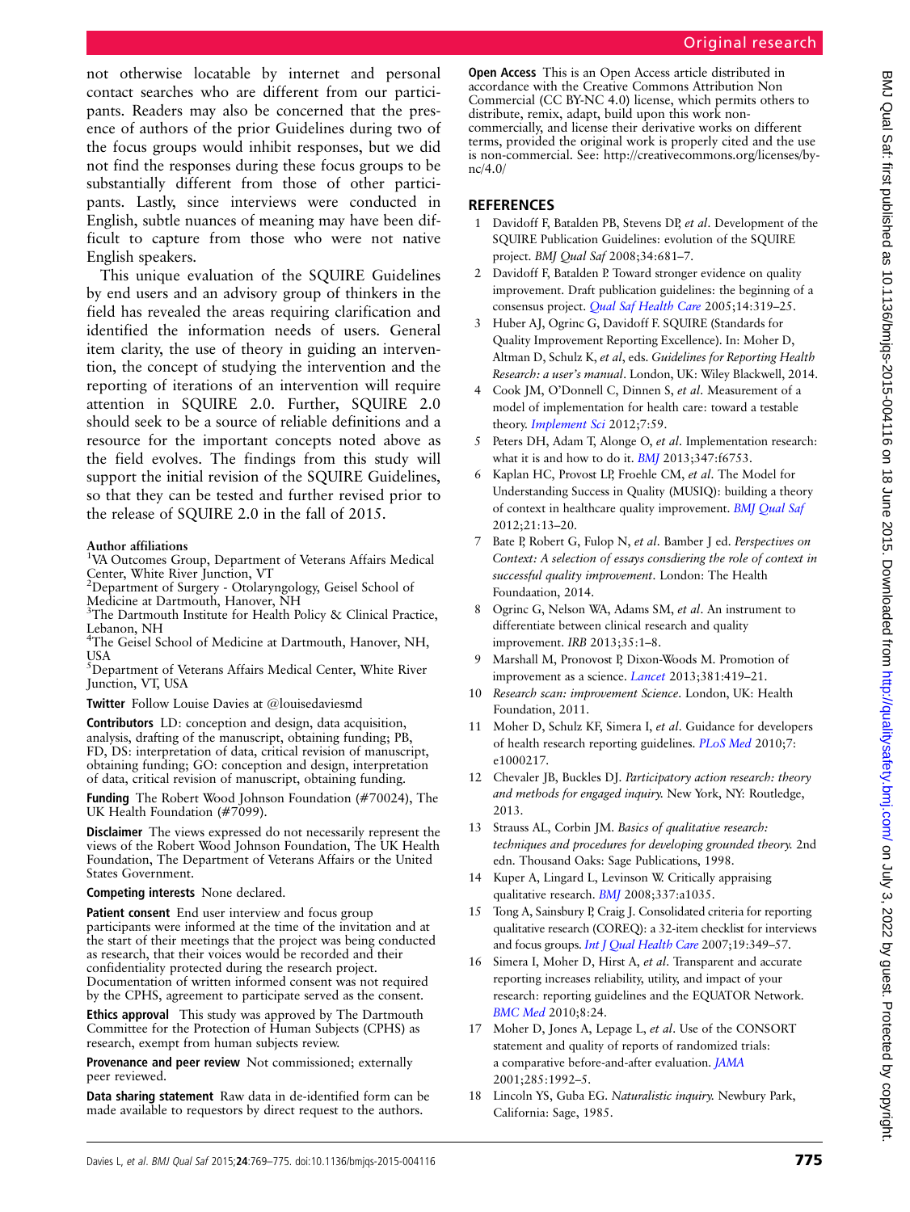not otherwise locatable by internet and personal contact searches who are different from our participants. Readers may also be concerned that the presence of authors of the prior Guidelines during two of the focus groups would inhibit responses, but we did not find the responses during these focus groups to be substantially different from those of other participants. Lastly, since interviews were conducted in English, subtle nuances of meaning may have been difficult to capture from those who were not native English speakers.

This unique evaluation of the SQUIRE Guidelines by end users and an advisory group of thinkers in the field has revealed the areas requiring clarification and identified the information needs of users. General item clarity, the use of theory in guiding an intervention, the concept of studying the intervention and the reporting of iterations of an intervention will require attention in SQUIRE 2.0. Further, SQUIRE 2.0 should seek to be a source of reliable definitions and a resource for the important concepts noted above as the field evolves. The findings from this study will support the initial revision of the SQUIRE Guidelines, so that they can be tested and further revised prior to the release of SQUIRE 2.0 in the fall of 2015.

**Author affiliations**
[1]VA Outcomes Group, Department of Veterans Affairs Medical Center, White River Junction, VT
[2]Department of Surgery - Otolaryngology, Geisel School of Medicine at Dartmouth, Hanover, NH
[3]The Dartmouth Institute for Health Policy & Clinical Practice, Lebanon, NH
[4]The Geisel School of Medicine at Dartmouth, Hanover, NH, USA
[5]Department of Veterans Affairs Medical Center, White River Junction, VT, USA

**Twitter** Follow Louise Davies at @louisedaviesmd

**Contributors** LD: conception and design, data acquisition, analysis, drafting of the manuscript, obtaining funding; PB, FD, DS: interpretation of data, critical revision of manuscript, obtaining funding; GO: conception and design, interpretation of data, critical revision of manuscript, obtaining funding.

**Funding** The Robert Wood Johnson Foundation (#70024), The UK Health Foundation (#7099).

**Disclaimer** The views expressed do not necessarily represent the views of the Robert Wood Johnson Foundation, The UK Health Foundation, The Department of Veterans Affairs or the United States Government.

**Competing interests** None declared.

**Patient consent** End user interview and focus group participants were informed at the time of the invitation and at the start of their meetings that the project was being conducted as research, that their voices would be recorded and their confidentiality protected during the research project. Documentation of written informed consent was not required by the CPHS, agreement to participate served as the consent.

**Ethics approval** This study was approved by The Dartmouth Committee for the Protection of Human Subjects (CPHS) as research, exempt from human subjects review.

**Provenance and peer review** Not commissioned; externally peer reviewed.

**Data sharing statement** Raw data in de-identified form can be made available to requestors by direct request to the authors.

**Open Access** This is an Open Access article distributed in accordance with the Creative Commons Attribution Non Commercial (CC BY-NC 4.0) license, which permits others to distribute, remix, adapt, build upon this work non-commercially, and license their derivative works on different terms, provided the original work is properly cited and the use is non-commercial. See: http://creativecommons.org/licenses/by-nc/4.0/

## REFERENCES

1. Davidoff F, Batalden PB, Stevens DP, *et al*. Development of the SQUIRE Publication Guidelines: evolution of the SQUIRE project. *BMJ Qual Saf* 2008;34:681–7.
2. Davidoff F, Batalden P. Toward stronger evidence on quality improvement. Draft publication guidelines: the beginning of a consensus project. *Qual Saf Health Care* 2005;14:319–25.
3. Huber AJ, Ogrinc G, Davidoff F. SQUIRE (Standards for Quality Improvement Reporting Excellence). In: Moher D, Altman D, Schulz K, *et al*, eds. *Guidelines for Reporting Health Research: a user's manual*. London, UK: Wiley Blackwell, 2014.
4. Cook JM, O'Donnell C, Dinnen S, *et al*. Measurement of a model of implementation for health care: toward a testable theory. *Implement Sci* 2012;7:59.
5. Peters DH, Adam T, Alonge O, *et al*. Implementation research: what it is and how to do it. *BMJ* 2013;347:f6753.
6. Kaplan HC, Provost LP, Froehle CM, *et al*. The Model for Understanding Success in Quality (MUSIQ): building a theory of context in healthcare quality improvement. *BMJ Qual Saf* 2012;21:13–20.
7. Bate P, Robert G, Fulop N, *et al*. Bamber J ed. *Perspectives on Context: A selection of essays consdiering the role of context in successful quality improvement*. London: The Health Foundaation, 2014.
8. Ogrinc G, Nelson WA, Adams SM, *et al*. An instrument to differentiate between clinical research and quality improvement. *IRB* 2013;35:1–8.
9. Marshall M, Pronovost P, Dixon-Woods M. Promotion of improvement as a science. *Lancet* 2013;381:419–21.
10. *Research scan: improvement Science*. London, UK: Health Foundation, 2011.
11. Moher D, Schulz KF, Simera I, *et al*. Guidance for developers of health research reporting guidelines. *PLoS Med* 2010;7:e1000217.
12. Chevaler JB, Buckles DJ. *Participatory action research: theory and methods for engaged inquiry.* New York, NY: Routledge, 2013.
13. Strauss AL, Corbin JM. *Basics of qualitative research: techniques and procedures for developing grounded theory.* 2nd edn. Thousand Oaks: Sage Publications, 1998.
14. Kuper A, Lingard L, Levinson W. Critically appraising qualitative research. *BMJ* 2008;337:a1035.
15. Tong A, Sainsbury P, Craig J. Consolidated criteria for reporting qualitative research (COREQ): a 32-item checklist for interviews and focus groups. *Int J Qual Health Care* 2007;19:349–57.
16. Simera I, Moher D, Hirst A, *et al*. Transparent and accurate reporting increases reliability, utility, and impact of your research: reporting guidelines and the EQUATOR Network. *BMC Med* 2010;8:24.
17. Moher D, Jones A, Lepage L, *et al*. Use of the CONSORT statement and quality of reports of randomized trials: a comparative before-and-after evaluation. *JAMA* 2001;285:1992–5.
18. Lincoln YS, Guba EG. *Naturalistic inquiry.* Newbury Park, California: Sage, 1985.